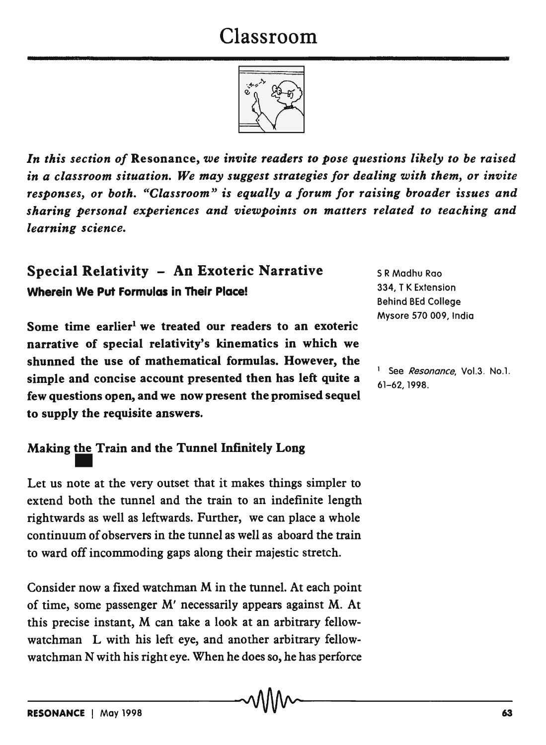# Classroom

*In this section of* **Resonance**, *we invite readers to pose questions likely to be raised in a classroom situation. We may suggest strategies for dealing with them, or invite responses, or both. "Classroom" is equally a forum for raising broader issues and sharing personal experiences and viewpoints on matters related to teaching and learning science.*

## Special Relativity – An Exoteric Narrative

### Wherein We Put Formulas in Their Place!

S R Madhu Rao
334, T K Extension
Behind BEd College
Mysore 570 009, India

**Some time earlier[1] we treated our readers to an exoteric narrative of special relativity's kinematics in which we shunned the use of mathematical formulas. However, the simple and concise account presented then has left quite a few questions open, and we now present the promised sequel to supply the requisite answers.**

[1] See *Resonance*, Vol.3. No.1. 61–62, 1998.

### Making the Train and the Tunnel Infinitely Long

Let us note at the very outset that it makes things simpler to extend both the tunnel and the train to an indefinite length rightwards as well as leftwards. Further, we can place a whole continuum of observers in the tunnel as well as aboard the train to ward off incommoding gaps along their majestic stretch.

Consider now a fixed watchman M in the tunnel. At each point of time, some passenger M′ necessarily appears against M. At this precise instant, M can take a look at an arbitrary fellow-watchman L with his left eye, and another arbitrary fellow-watchman N with his right eye. When he does so, he has perforce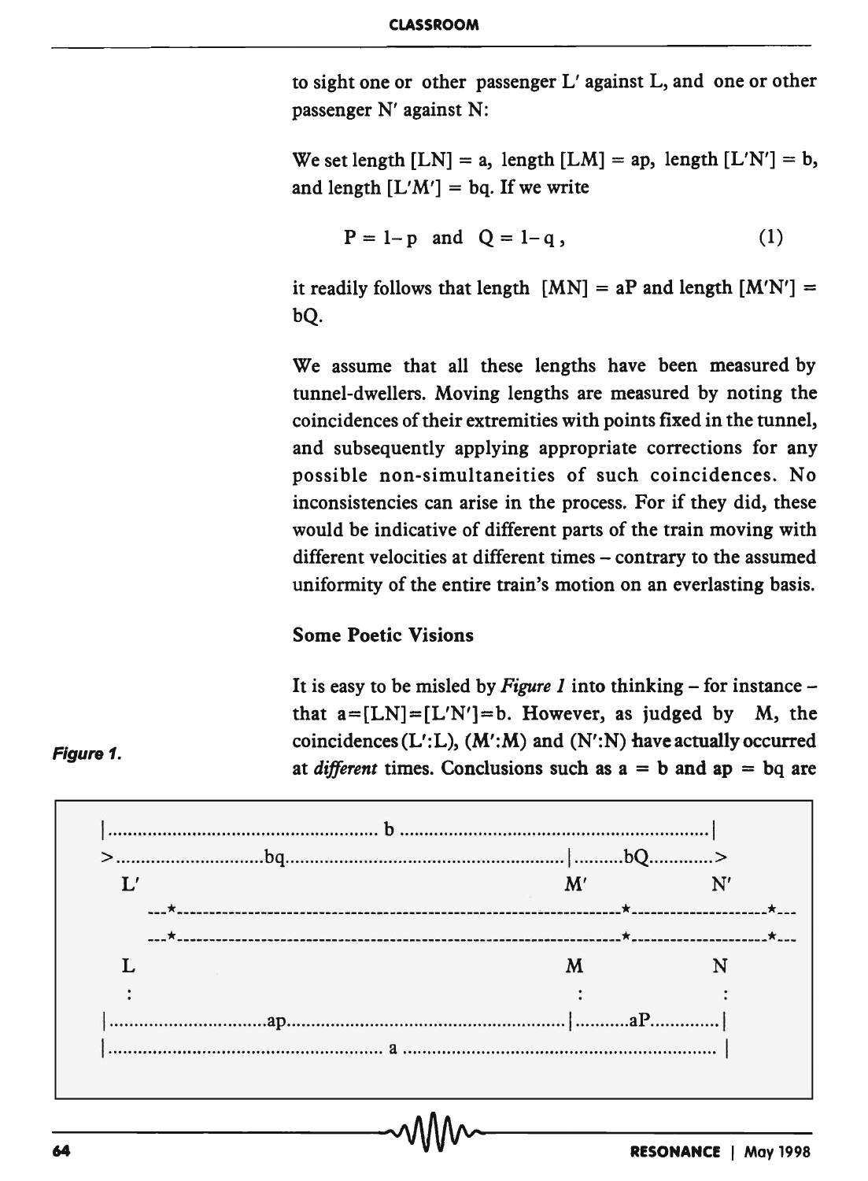to sight one or other passenger L′ against L, and one or other passenger N′ against N:

We set length [LN] = a, length [LM] = ap, length [L′N′] = b, and length [L′M′] = bq. If we write

$$P = 1 - p \quad \text{and} \quad Q = 1 - q, \tag{1}$$

it readily follows that length [MN] = aP and length [M′N′] = bQ.

We assume that all these lengths have been measured by tunnel-dwellers. Moving lengths are measured by noting the coincidences of their extremities with points fixed in the tunnel, and subsequently applying appropriate corrections for any possible non-simultaneities of such coincidences. No inconsistencies can arise in the process. For if they did, these would be indicative of different parts of the train moving with different velocities at different times – contrary to the assumed uniformity of the entire train's motion on an everlasting basis.

### Some Poetic Visions

It is easy to be misled by *Figure 1* into thinking – for instance – that a=[LN]=[L′N′]=b. However, as judged by M, the coincidences (L′:L), (M′:M) and (N′:N) have actually occurred at *different* times. Conclusions such as a = b and ap = bq are

```
|...................................................... b .............................................................|
>.............................bq.........................................................|.........bQ............>
   L'                                                                                M'                  N'
      ---*-------------------------------------------------------------------*-------------------*---
      ---*-------------------------------------------------------------------*-------------------*---
   L                                                                                 M                   N
   :                                                                                 :                   :
|...............................ap......................................................|...........aP..............|
|....................................................... a ...............................................................|
```

**Figure 1.**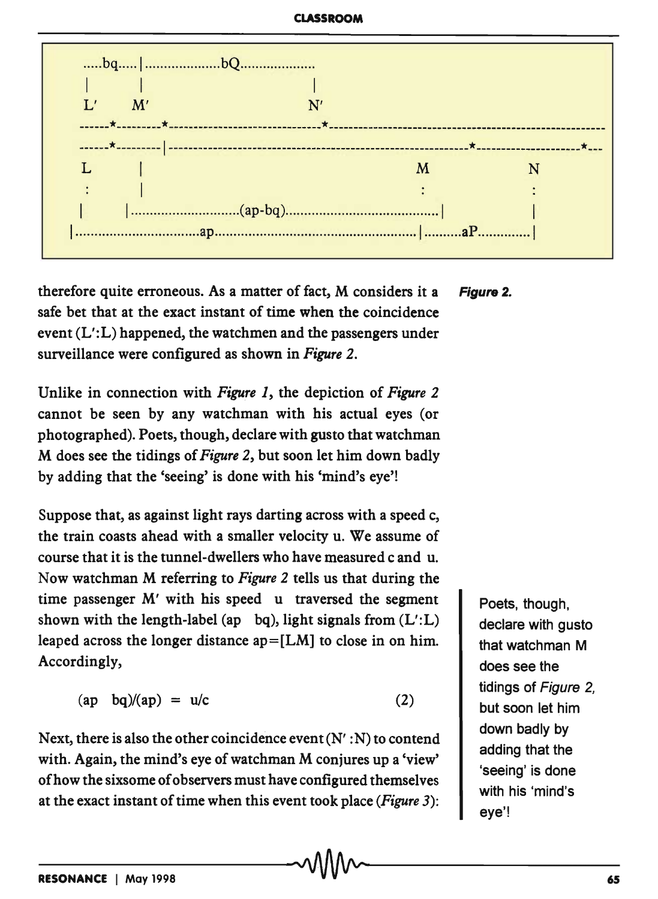```
  .....bq.....|...................bQ...................
  |         |                               |
  L'        M'                              N'
------*---------*-----------------------------*-----------------------------------------------------
------*---------|-----------------------------------------------------------*--------------------*---
  L         |                                                   M                    N
  :         |                                                   :                    :
  |       |............................(ap-bq).........................................|          |
|................................ap.......................................................|..........aP..............|
```

*Figure 2.*

therefore quite erroneous. As a matter of fact, M considers it a safe bet that at the exact instant of time when the coincidence event (L′:L) happened, the watchmen and the passengers under surveillance were configured as shown in *Figure 2*.

Unlike in connection with *Figure 1*, the depiction of *Figure 2* cannot be seen by any watchman with his actual eyes (or photographed). Poets, though, declare with gusto that watchman M does see the tidings of *Figure 2*, but soon let him down badly by adding that the 'seeing' is done with his 'mind's eye'!

> Poets, though, declare with gusto that watchman M does see the tidings of *Figure 2*, but soon let him down badly by adding that the 'seeing' is done with his 'mind's eye'!

Suppose that, as against light rays darting across with a speed c, the train coasts ahead with a smaller velocity u. We assume of course that it is the tunnel-dwellers who have measured c and u. Now watchman M referring to *Figure 2* tells us that during the time passenger M′ with his speed u traversed the segment shown with the length-label (ap bq), light signals from (L′:L) leaped across the longer distance ap=[LM] to close in on him. Accordingly,

$$(ap \quad bq)/(ap) = u/c \tag{2}$$

Next, there is also the other coincidence event (N′ :N) to contend with. Again, the mind's eye of watchman M conjures up a 'view' of how the sixsome of observers must have configured themselves at the exact instant of time when this event took place (*Figure 3*):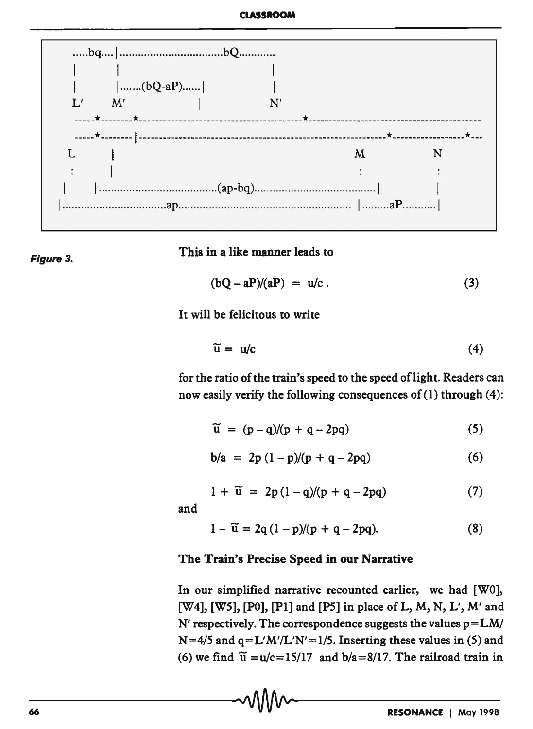```
     .....bq....|..................................bQ...........
     |        |                                   |
     |        |.......(bQ-aP)......|              |
     L'       M'                   |              N'
   -----*--------*---------------------------------------*------------------------------------------
   -----*--------|-----------------------------------------------------------*------------------*---
     L         |                                               M                  N
     :         |                                               :                  :
     |       |.......................................(ap-bq)........................................|       |
   |...................................ap........................................................  |.........aP...........|
```

Figure 3.

This in a like manner leads to

$$(bQ - aP)/(aP) = u/c. \tag{3}$$

It will be felicitous to write

$$\tilde{u} = u/c \tag{4}$$

for the ratio of the train's speed to the speed of light. Readers can now easily verify the following consequences of (1) through (4):

$$\tilde{u} = (p - q)/(p + q - 2pq) \tag{5}$$

$$b/a = 2p(1 - p)/(p + q - 2pq) \tag{6}$$

$$1 + \tilde{u} = 2p(1 - q)/(p + q - 2pq) \tag{7}$$

and

$$1 - \tilde{u} = 2q(1 - p)/(p + q - 2pq). \tag{8}$$

### The Train's Precise Speed in our Narrative

In our simplified narrative recounted earlier, we had [W0], [W4], [W5], [P0], [P1] and [P5] in place of L, M, N, L′, M′ and N′ respectively. The correspondence suggests the values $p = LM/N = 4/5$ and $q = L'M'/L'N' = 1/5$. Inserting these values in (5) and (6) we find $\tilde{u} = u/c = 15/17$ and $b/a = 8/17$. The railroad train in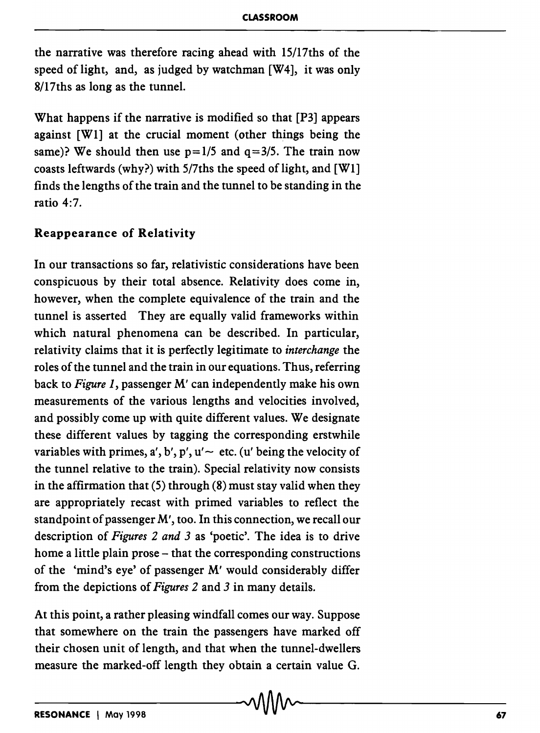the narrative was therefore racing ahead with 15/17ths of the speed of light, and, as judged by watchman [W4], it was only 8/17ths as long as the tunnel.

What happens if the narrative is modified so that [P3] appears against [W1] at the crucial moment (other things being the same)? We should then use $p=1/5$ and $q=3/5$. The train now coasts leftwards (why?) with 5/7ths the speed of light, and [W1] finds the lengths of the train and the tunnel to be standing in the ratio 4:7.

### Reappearance of Relativity

In our transactions so far, relativistic considerations have been conspicuous by their total absence. Relativity does come in, however, when the complete equivalence of the train and the tunnel is asserted They are equally valid frameworks within which natural phenomena can be described. In particular, relativity claims that it is perfectly legitimate to *interchange* the roles of the tunnel and the train in our equations. Thus, referring back to *Figure 1*, passenger M′ can independently make his own measurements of the various lengths and velocities involved, and possibly come up with quite different values. We designate these different values by tagging the corresponding erstwhile variables with primes, $a'$, $b'$, $p'$, $u'\sim$ etc. ($u'$ being the velocity of the tunnel relative to the train). Special relativity now consists in the affirmation that (5) through (8) must stay valid when they are appropriately recast with primed variables to reflect the standpoint of passenger M′, too. In this connection, we recall our description of *Figures 2 and 3* as 'poetic'. The idea is to drive home a little plain prose – that the corresponding constructions of the 'mind's eye' of passenger M′ would considerably differ from the depictions of *Figures 2* and *3* in many details.

At this point, a rather pleasing windfall comes our way. Suppose that somewhere on the train the passengers have marked off their chosen unit of length, and that when the tunnel-dwellers measure the marked-off length they obtain a certain value G.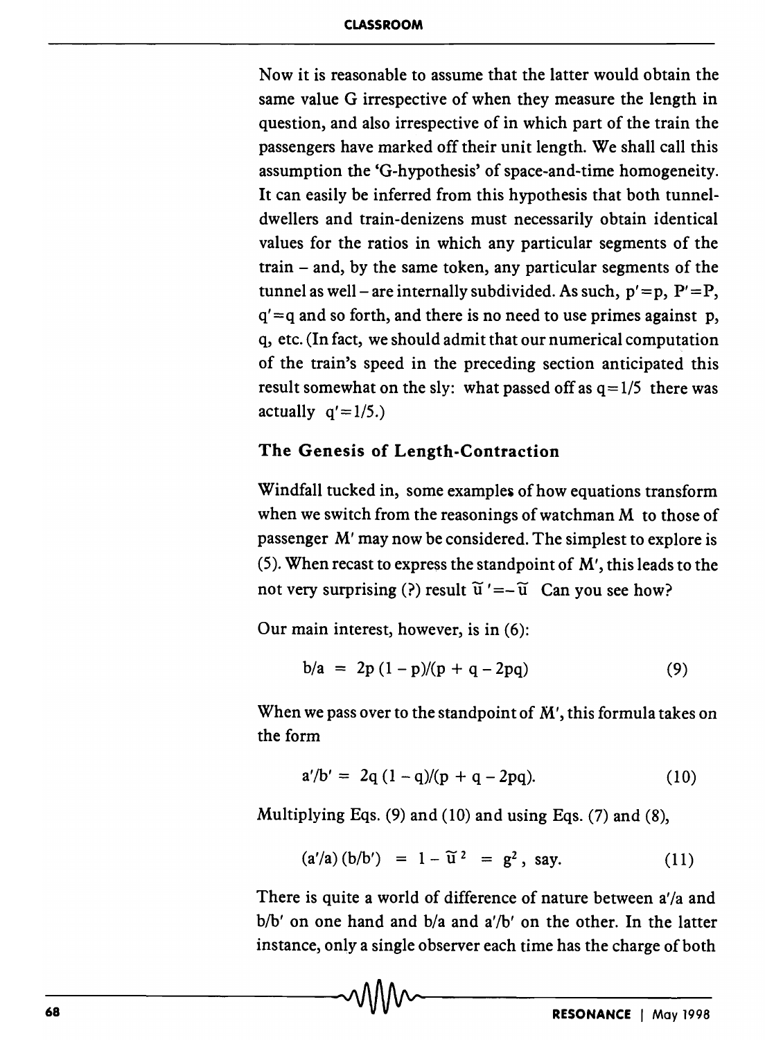Now it is reasonable to assume that the latter would obtain the same value G irrespective of when they measure the length in question, and also irrespective of in which part of the train the passengers have marked off their unit length. We shall call this assumption the 'G-hypothesis' of space-and-time homogeneity. It can easily be inferred from this hypothesis that both tunnel-dwellers and train-denizens must necessarily obtain identical values for the ratios in which any particular segments of the train – and, by the same token, any particular segments of the tunnel as well – are internally subdivided. As such, $p' = p$, $P' = P$, $q' = q$ and so forth, and there is no need to use primes against p, q, etc. (In fact, we should admit that our numerical computation of the train's speed in the preceding section anticipated this result somewhat on the sly: what passed off as $q = 1/5$ there was actually $q' = 1/5$.)

## The Genesis of Length-Contraction

Windfall tucked in, some examples of how equations transform when we switch from the reasonings of watchman M to those of passenger M′ may now be considered. The simplest to explore is (5). When recast to express the standpoint of M′, this leads to the not very surprising (?) result $\tilde{u}' = -\tilde{u}$ Can you see how?

Our main interest, however, is in (6):

$$b/a = 2p(1-p)/(p+q-2pq) \tag{9}$$

When we pass over to the standpoint of M′, this formula takes on the form

$$a'/b' = 2q(1-q)/(p+q-2pq). \tag{10}$$

Multiplying Eqs. (9) and (10) and using Eqs. (7) and (8),

$$(a'/a)(b/b') = 1 - \tilde{u}^2 = g^2, \text{ say.} \tag{11}$$

There is quite a world of difference of nature between $a'/a$ and $b/b'$ on one hand and $b/a$ and $a'/b'$ on the other. In the latter instance, only a single observer each time has the charge of both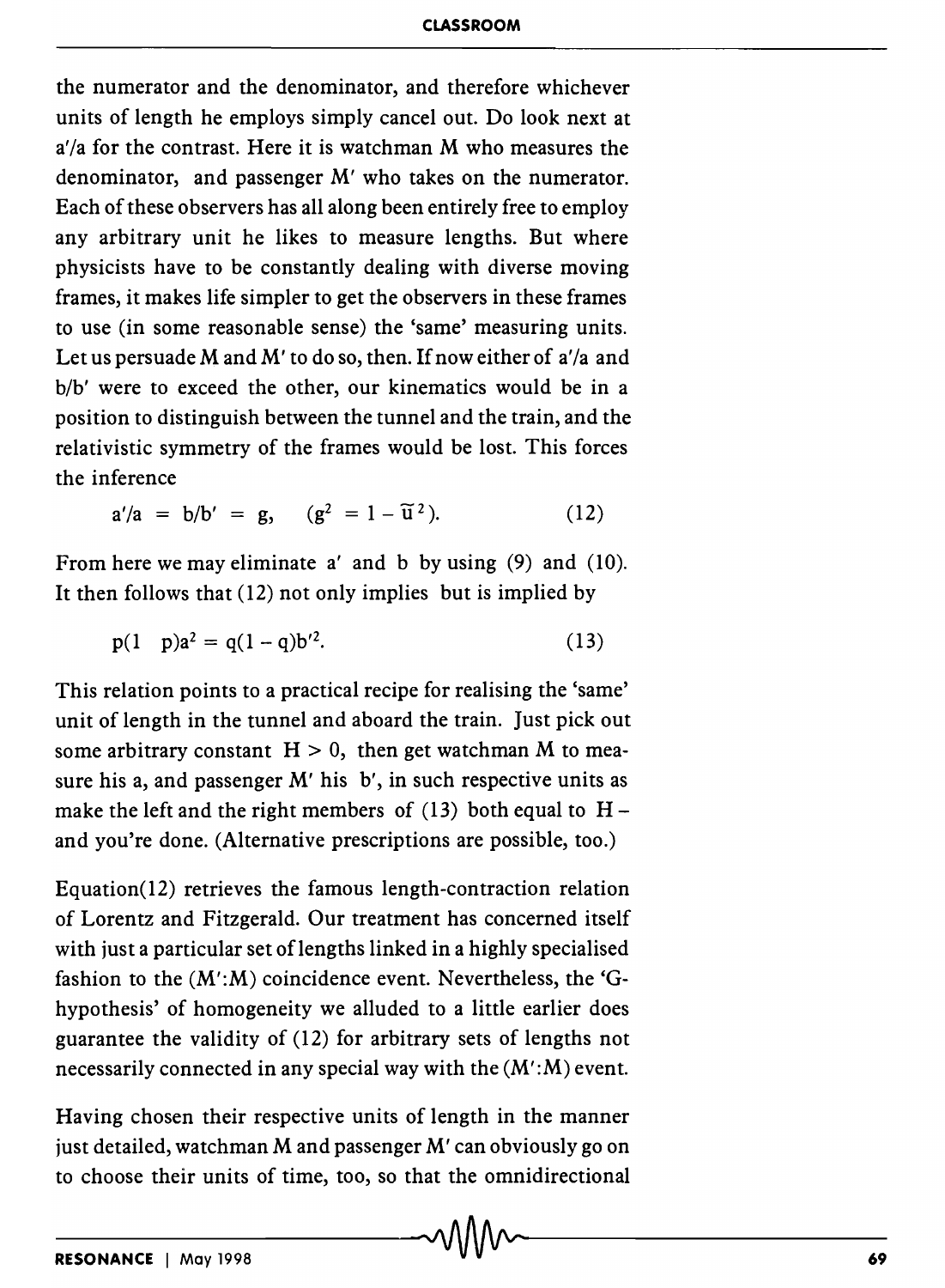the numerator and the denominator, and therefore whichever units of length he employs simply cancel out. Do look next at $a'/a$ for the contrast. Here it is watchman M who measures the denominator, and passenger M′ who takes on the numerator. Each of these observers has all along been entirely free to employ any arbitrary unit he likes to measure lengths. But where physicists have to be constantly dealing with diverse moving frames, it makes life simpler to get the observers in these frames to use (in some reasonable sense) the 'same' measuring units. Let us persuade M and M′ to do so, then. If now either of $a'/a$ and $b/b'$ were to exceed the other, our kinematics would be in a position to distinguish between the tunnel and the train, and the relativistic symmetry of the frames would be lost. This forces the inference

$$a'/a = b/b' = g, \quad (g^2 = 1 - \tilde{u}^2). \tag{12}$$

From here we may eliminate $a'$ and $b$ by using (9) and (10). It then follows that (12) not only implies but is implied by

$$p(1 \quad p)a^2 = q(1-q)b'^2. \tag{13}$$

This relation points to a practical recipe for realising the 'same' unit of length in the tunnel and aboard the train. Just pick out some arbitrary constant $H > 0$, then get watchman M to measure his $a$, and passenger M′ his $b'$, in such respective units as make the left and the right members of (13) both equal to $H$ – and you're done. (Alternative prescriptions are possible, too.)

Equation(12) retrieves the famous length-contraction relation of Lorentz and Fitzgerald. Our treatment has concerned itself with just a particular set of lengths linked in a highly specialised fashion to the (M′:M) coincidence event. Nevertheless, the 'G-hypothesis' of homogeneity we alluded to a little earlier does guarantee the validity of (12) for arbitrary sets of lengths not necessarily connected in any special way with the (M′:M) event.

Having chosen their respective units of length in the manner just detailed, watchman M and passenger M′ can obviously go on to choose their units of time, too, so that the omnidirectional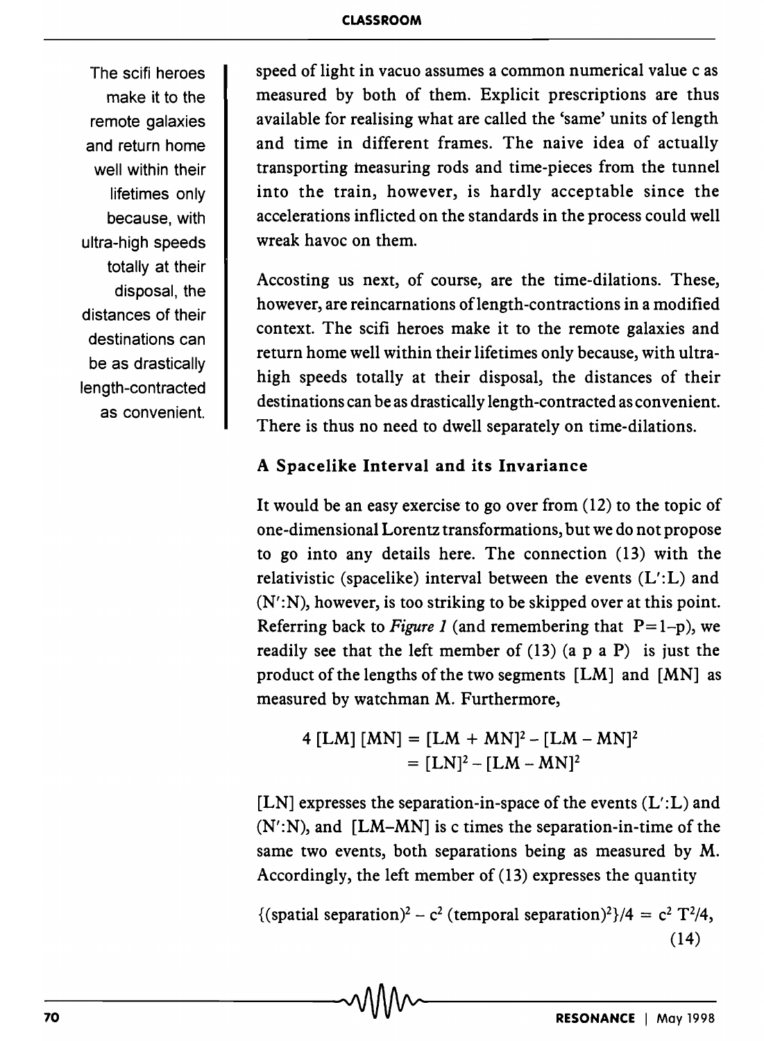speed of light in vacuo assumes a common numerical value c as measured by both of them. Explicit prescriptions are thus available for realising what are called the 'same' units of length and time in different frames. The naive idea of actually transporting measuring rods and time-pieces from the tunnel into the train, however, is hardly acceptable since the accelerations inflicted on the standards in the process could well wreak havoc on them.

Accosting us next, of course, are the time-dilations. These, however, are reincarnations of length-contractions in a modified context. The scifi heroes make it to the remote galaxies and return home well within their lifetimes only because, with ultra-high speeds totally at their disposal, the distances of their destinations can be as drastically length-contracted as convenient. There is thus no need to dwell separately on time-dilations.

The scifi heroes make it to the remote galaxies and return home well within their lifetimes only because, with ultra-high speeds totally at their disposal, the distances of their destinations can be as drastically length-contracted as convenient.

### A Spacelike Interval and its Invariance

It would be an easy exercise to go over from (12) to the topic of one-dimensional Lorentz transformations, but we do not propose to go into any details here. The connection (13) with the relativistic (spacelike) interval between the events (L′:L) and (N′:N), however, is too striking to be skipped over at this point. Referring back to *Figure 1* (and remembering that $P=1-p$), we readily see that the left member of (13) (a p a P) is just the product of the lengths of the two segments [LM] and [MN] as measured by watchman M. Furthermore,

$$\begin{aligned} 4\,[LM]\,[MN] &= [LM + MN]^2 - [LM - MN]^2 \\ &= [LN]^2 - [LM - MN]^2 \end{aligned}$$

[LN] expresses the separation-in-space of the events (L′:L) and (N′:N), and [LM–MN] is c times the separation-in-time of the same two events, both separations being as measured by M. Accordingly, the left member of (13) expresses the quantity

$$\{(\text{spatial separation})^2 - c^2\,(\text{temporal separation})^2\}/4 = c^2\,T^2/4, \qquad (14)$$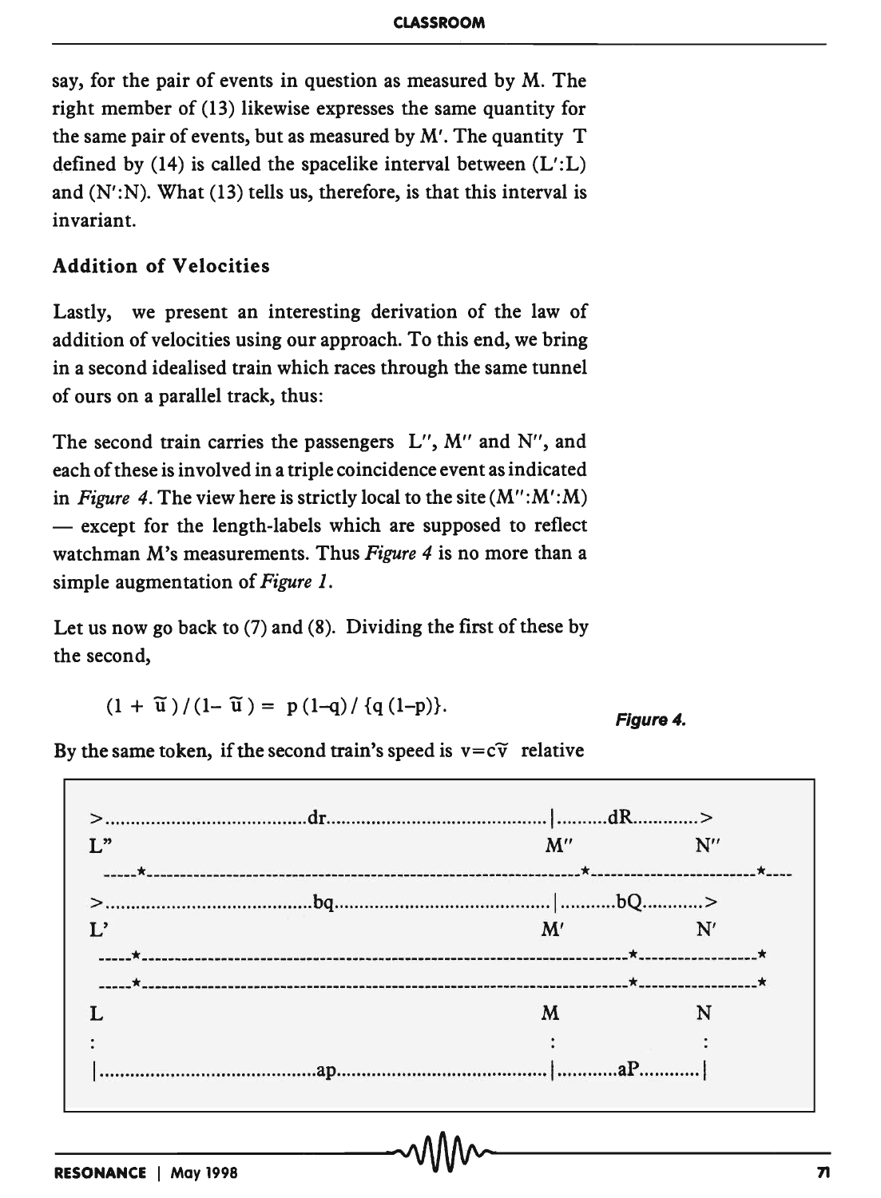say, for the pair of events in question as measured by M. The right member of (13) likewise expresses the same quantity for the same pair of events, but as measured by M′. The quantity T defined by (14) is called the spacelike interval between (L′:L) and (N′:N). What (13) tells us, therefore, is that this interval is invariant.

### Addition of Velocities

Lastly, we present an interesting derivation of the law of addition of velocities using our approach. To this end, we bring in a second idealised train which races through the same tunnel of ours on a parallel track, thus:

The second train carries the passengers L″, M″ and N″, and each of these is involved in a triple coincidence event as indicated in *Figure 4*. The view here is strictly local to the site (M″:M′:M) — except for the length-labels which are supposed to reflect watchman M's measurements. Thus *Figure 4* is no more than a simple augmentation of *Figure 1*.

Let us now go back to (7) and (8). Dividing the first of these by the second,

$$(1 + \tilde{u})/(1 - \tilde{u}) = p(1-q)/\{q(1-p)\}.$$

By the same token, if the second train's speed is $v = c\tilde{v}$ relative

*Figure 4.*

```
>.......................................dr...........................................|..........dR............>
L"                                                                                   M"                  N"
 -----*-----------------------------------------------------------------------------*-------------------------*----
>.......................................bq...........................................|...........bQ...........>
L'                                                                                   M'                  N'
 -----*------------------------------------------------------------------------------*------------------*
 -----*------------------------------------------------------------------------------*------------------*
L                                                                                    M                   N
:                                                                                    :                   :
|...........................................ap.......................................|............aP...........|
```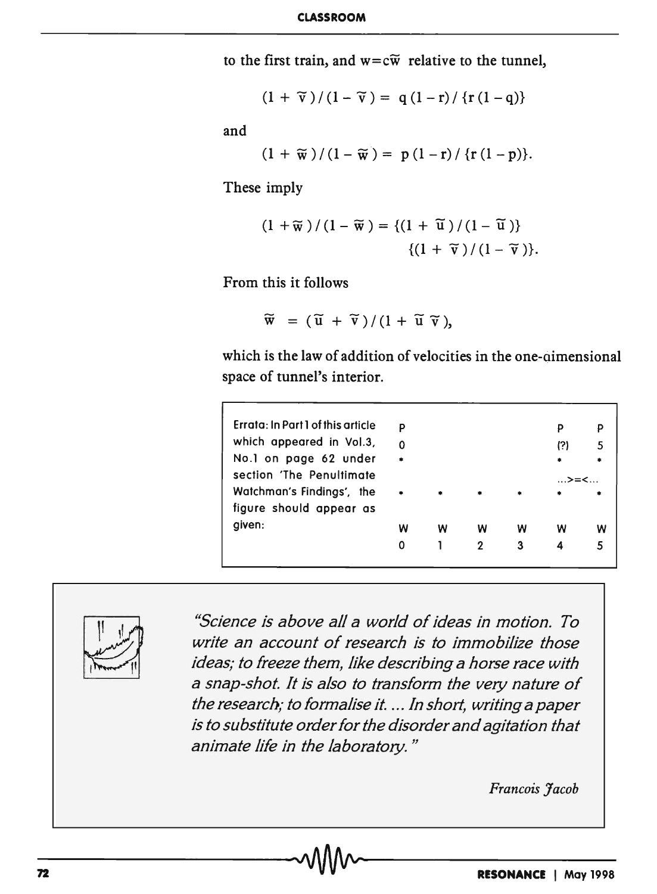to the first train, and $w = c\tilde{w}$ relative to the tunnel,

$$(1 + \tilde{v})/(1 - \tilde{v}) = q(1 - r)/\{r(1 - q)\}$$

and

$$(1 + \tilde{w})/(1 - \tilde{w}) = p(1 - r)/\{r(1 - p)\}.$$

These imply

$$(1 + \tilde{w})/(1 - \tilde{w}) = \{(1 + \tilde{u})/(1 - \tilde{u})\}\{(1 + \tilde{v})/(1 - \tilde{v})\}.$$

From this it follows

$$\tilde{w} = (\tilde{u} + \tilde{v})/(1 + \tilde{u}\,\tilde{v}),$$

which is the law of addition of velocities in the one-dimensional space of tunnel's interior.

Errata: In Part 1 of this article which appeared in Vol.3, No.1 on page 62 under section 'The Penultimate Watchman's Findings', the figure should appear as given:

```
P                       P      P
0                       (?)    5
*                       *      *
                     ...>=<...
*     *     *     *     *      *

W     W     W     W     W      W
0     1     2     3     4      5
```

*"Science is above all a world of ideas in motion. To write an account of research is to immobilize those ideas; to freeze them, like describing a horse race with a snap-shot. It is also to transform the very nature of the research; to formalise it. ... In short, writing a paper is to substitute order for the disorder and agitation that animate life in the laboratory."*

*Francois Jacob*